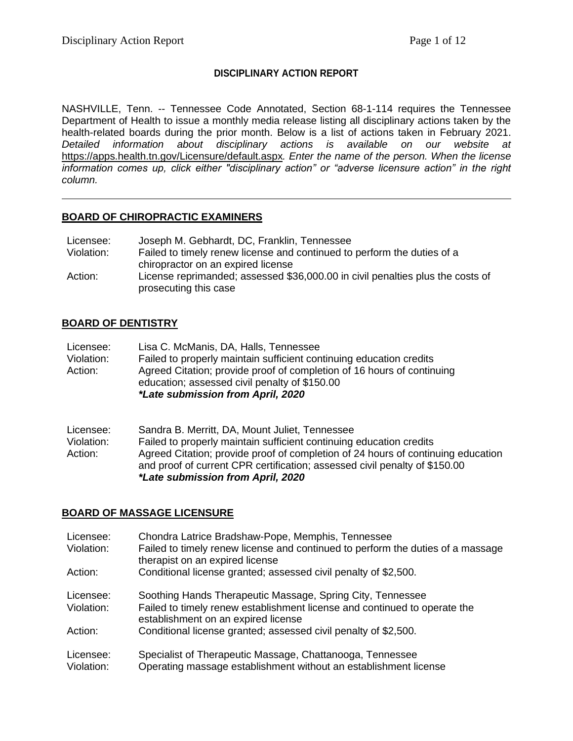# DISCIPLINARY ACTION REPORT

NASHVILLE, Tenn. -- Tennessee Code Annotated, Section 68-1-114 requires the Tennessee Department of Health to issue a monthly media release listing all disciplinary actions taken by the health-related boards during the prior month. Below is a list of actions taken in February 2021. *Detailed information about disciplinary actions is available on our website at* https://apps.health.tn.gov/Licensure/default.aspx*. Enter the name of the person. When the license information comes up, click either "disciplinary action" or "adverse licensure action" in the right column.*

---

## BOARD OF CHIROPRACTIC EXAMINERS

| | |
|---|---|
| Licensee: | Joseph M. Gebhardt, DC, Franklin, Tennessee |
| Violation: | Failed to timely renew license and continued to perform the duties of a chiropractor on an expired license |
| Action: | License reprimanded; assessed $36,000.00 in civil penalties plus the costs of prosecuting this case |

## BOARD OF DENTISTRY

| | |
|---|---|
| Licensee: | Lisa C. McManis, DA, Halls, Tennessee |
| Violation: | Failed to properly maintain sufficient continuing education credits |
| Action: | Agreed Citation; provide proof of completion of 16 hours of continuing education; assessed civil penalty of $150.00 ***Late submission from April, 2020** |

| | |
|---|---|
| Licensee: | Sandra B. Merritt, DA, Mount Juliet, Tennessee |
| Violation: | Failed to properly maintain sufficient continuing education credits |
| Action: | Agreed Citation; provide proof of completion of 24 hours of continuing education and proof of current CPR certification; assessed civil penalty of $150.00 ***Late submission from April, 2020** |

## BOARD OF MASSAGE LICENSURE

| | |
|---|---|
| Licensee: | Chondra Latrice Bradshaw-Pope, Memphis, Tennessee |
| Violation: | Failed to timely renew license and continued to perform the duties of a massage therapist on an expired license |
| Action: | Conditional license granted; assessed civil penalty of $2,500. |

| | |
|---|---|
| Licensee: | Soothing Hands Therapeutic Massage, Spring City, Tennessee |
| Violation: | Failed to timely renew establishment license and continued to operate the establishment on an expired license |
| Action: | Conditional license granted; assessed civil penalty of $2,500. |

| | |
|---|---|
| Licensee: | Specialist of Therapeutic Massage, Chattanooga, Tennessee |
| Violation: | Operating massage establishment without an establishment license |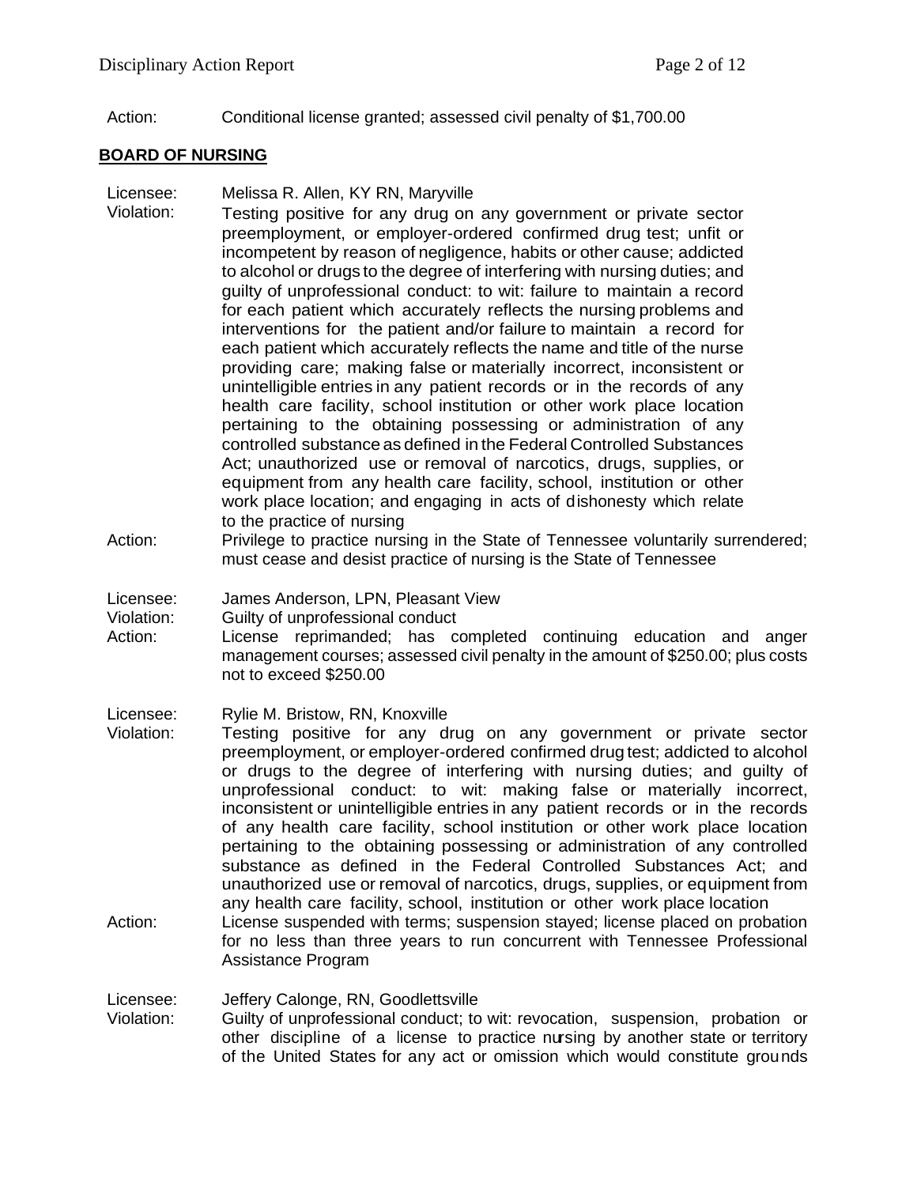Action: Conditional license granted; assessed civil penalty of $1,700.00

## BOARD OF NURSING

Licensee: Melissa R. Allen, KY RN, Maryville
Violation: Testing positive for any drug on any government or private sector preemployment, or employer-ordered confirmed drug test; unfit or incompetent by reason of negligence, habits or other cause; addicted to alcohol or drugs to the degree of interfering with nursing duties; and guilty of unprofessional conduct: to wit: failure to maintain a record for each patient which accurately reflects the nursing problems and interventions for the patient and/or failure to maintain a record for each patient which accurately reflects the name and title of the nurse providing care; making false or materially incorrect, inconsistent or unintelligible entries in any patient records or in the records of any health care facility, school institution or other work place location pertaining to the obtaining possessing or administration of any controlled substance as defined in the Federal Controlled Substances Act; unauthorized use or removal of narcotics, drugs, supplies, or equipment from any health care facility, school, institution or other work place location; and engaging in acts of dishonesty which relate to the practice of nursing
Action: Privilege to practice nursing in the State of Tennessee voluntarily surrendered; must cease and desist practice of nursing is the State of Tennessee

Licensee: James Anderson, LPN, Pleasant View
Violation: Guilty of unprofessional conduct
Action: License reprimanded; has completed continuing education and anger management courses; assessed civil penalty in the amount of $250.00; plus costs not to exceed $250.00

Licensee: Rylie M. Bristow, RN, Knoxville
Violation: Testing positive for any drug on any government or private sector preemployment, or employer-ordered confirmed drug test; addicted to alcohol or drugs to the degree of interfering with nursing duties; and guilty of unprofessional conduct: to wit: making false or materially incorrect, inconsistent or unintelligible entries in any patient records or in the records of any health care facility, school institution or other work place location pertaining to the obtaining possessing or administration of any controlled substance as defined in the Federal Controlled Substances Act; and unauthorized use or removal of narcotics, drugs, supplies, or equipment from any health care facility, school, institution or other work place location
Action: License suspended with terms; suspension stayed; license placed on probation for no less than three years to run concurrent with Tennessee Professional Assistance Program

Licensee: Jeffery Calonge, RN, Goodlettsville
Violation: Guilty of unprofessional conduct; to wit: revocation, suspension, probation or other discipline of a license to practice nursing by another state or territory of the United States for any act or omission which would constitute grounds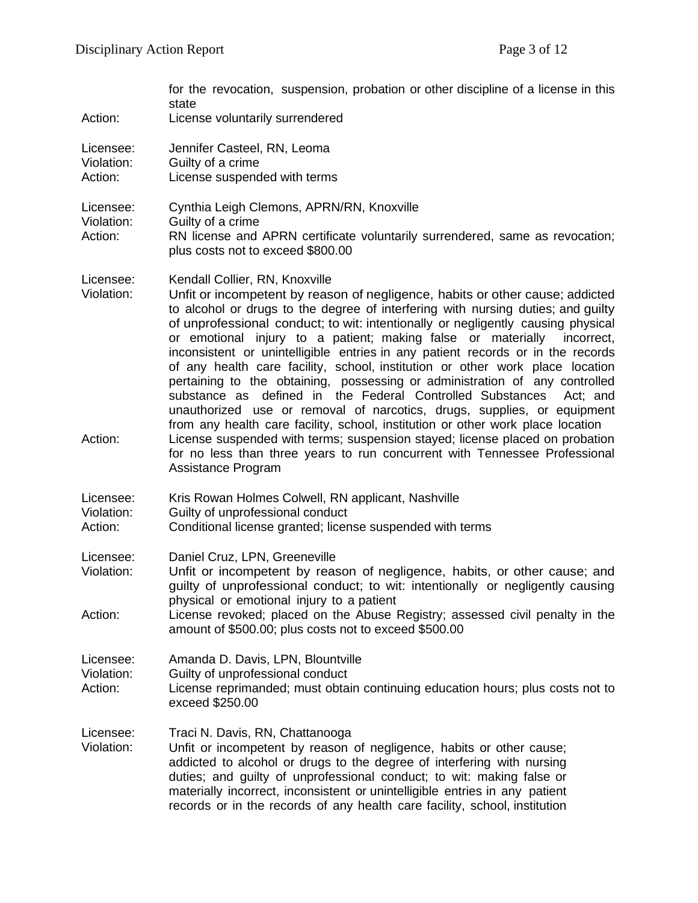for the revocation, suspension, probation or other discipline of a license in this state

Action: License voluntarily surrendered

Licensee: Jennifer Casteel, RN, Leoma
Violation: Guilty of a crime
Action: License suspended with terms

Licensee: Cynthia Leigh Clemons, APRN/RN, Knoxville
Violation: Guilty of a crime
Action: RN license and APRN certificate voluntarily surrendered, same as revocation; plus costs not to exceed $800.00

Licensee: Kendall Collier, RN, Knoxville
Violation: Unfit or incompetent by reason of negligence, habits or other cause; addicted to alcohol or drugs to the degree of interfering with nursing duties; and guilty of unprofessional conduct; to wit: intentionally or negligently causing physical or emotional injury to a patient; making false or materially incorrect, inconsistent or unintelligible entries in any patient records or in the records of any health care facility, school, institution or other work place location pertaining to the obtaining, possessing or administration of any controlled substance as defined in the Federal Controlled Substances Act; and unauthorized use or removal of narcotics, drugs, supplies, or equipment from any health care facility, school, institution or other work place location
Action: License suspended with terms; suspension stayed; license placed on probation for no less than three years to run concurrent with Tennessee Professional Assistance Program

Licensee: Kris Rowan Holmes Colwell, RN applicant, Nashville
Violation: Guilty of unprofessional conduct
Action: Conditional license granted; license suspended with terms

Licensee: Daniel Cruz, LPN, Greeneville
Violation: Unfit or incompetent by reason of negligence, habits, or other cause; and guilty of unprofessional conduct; to wit: intentionally or negligently causing physical or emotional injury to a patient
Action: License revoked; placed on the Abuse Registry; assessed civil penalty in the amount of $500.00; plus costs not to exceed $500.00

Licensee: Amanda D. Davis, LPN, Blountville
Violation: Guilty of unprofessional conduct
Action: License reprimanded; must obtain continuing education hours; plus costs not to exceed $250.00

Licensee: Traci N. Davis, RN, Chattanooga
Violation: Unfit or incompetent by reason of negligence, habits or other cause; addicted to alcohol or drugs to the degree of interfering with nursing duties; and guilty of unprofessional conduct; to wit: making false or materially incorrect, inconsistent or unintelligible entries in any patient records or in the records of any health care facility, school, institution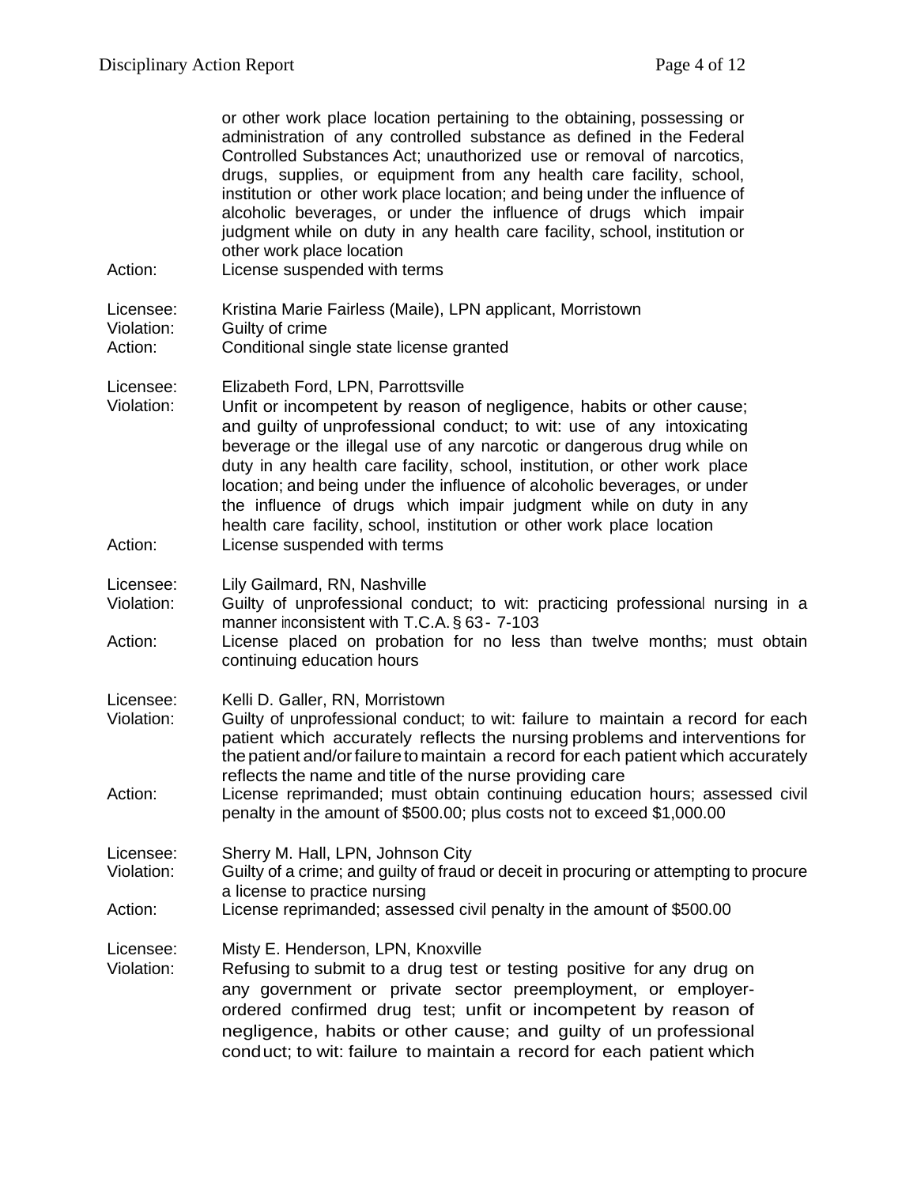or other work place location pertaining to the obtaining, possessing or administration of any controlled substance as defined in the Federal Controlled Substances Act; unauthorized use or removal of narcotics, drugs, supplies, or equipment from any health care facility, school, institution or other work place location; and being under the influence of alcoholic beverages, or under the influence of drugs which impair judgment while on duty in any health care facility, school, institution or other work place location

Action: License suspended with terms

Licensee: Kristina Marie Fairless (Maile), LPN applicant, Morristown
Violation: Guilty of crime
Action: Conditional single state license granted

Licensee: Elizabeth Ford, LPN, Parrottsville
Violation: Unfit or incompetent by reason of negligence, habits or other cause; and guilty of unprofessional conduct; to wit: use of any intoxicating beverage or the illegal use of any narcotic or dangerous drug while on duty in any health care facility, school, institution, or other work place location; and being under the influence of alcoholic beverages, or under the influence of drugs which impair judgment while on duty in any health care facility, school, institution or other work place location
Action: License suspended with terms

Licensee: Lily Gailmard, RN, Nashville
Violation: Guilty of unprofessional conduct; to wit: practicing professional nursing in a manner inconsistent with T.C.A. § 63- 7-103
Action: License placed on probation for no less than twelve months; must obtain continuing education hours

Licensee: Kelli D. Galler, RN, Morristown
Violation: Guilty of unprofessional conduct; to wit: failure to maintain a record for each patient which accurately reflects the nursing problems and interventions for the patient and/or failure to maintain a record for each patient which accurately reflects the name and title of the nurse providing care
Action: License reprimanded; must obtain continuing education hours; assessed civil penalty in the amount of $500.00; plus costs not to exceed $1,000.00

Licensee: Sherry M. Hall, LPN, Johnson City
Violation: Guilty of a crime; and guilty of fraud or deceit in procuring or attempting to procure a license to practice nursing
Action: License reprimanded; assessed civil penalty in the amount of $500.00

Licensee: Misty E. Henderson, LPN, Knoxville
Violation: Refusing to submit to a drug test or testing positive for any drug on any government or private sector preemployment, or employer-ordered confirmed drug test; unfit or incompetent by reason of negligence, habits or other cause; and guilty of un professional conduct; to wit: failure to maintain a record for each patient which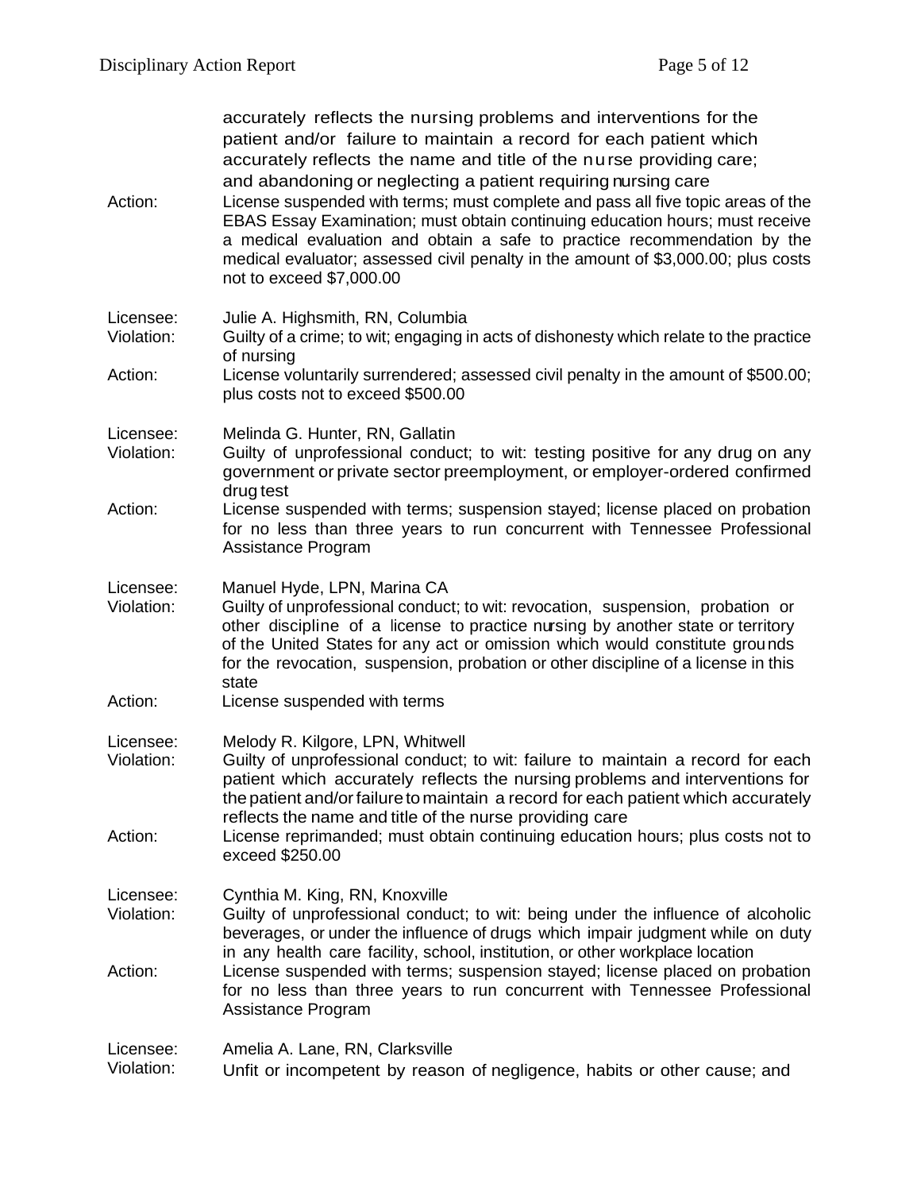accurately reflects the nursing problems and interventions for the patient and/or failure to maintain a record for each patient which accurately reflects the name and title of the nurse providing care; and abandoning or neglecting a patient requiring nursing care

Action: License suspended with terms; must complete and pass all five topic areas of the EBAS Essay Examination; must obtain continuing education hours; must receive a medical evaluation and obtain a safe to practice recommendation by the medical evaluator; assessed civil penalty in the amount of $3,000.00; plus costs not to exceed $7,000.00

Licensee: Julie A. Highsmith, RN, Columbia
Violation: Guilty of a crime; to wit; engaging in acts of dishonesty which relate to the practice of nursing
Action: License voluntarily surrendered; assessed civil penalty in the amount of $500.00; plus costs not to exceed $500.00

Licensee: Melinda G. Hunter, RN, Gallatin
Violation: Guilty of unprofessional conduct; to wit: testing positive for any drug on any government or private sector preemployment, or employer-ordered confirmed drug test
Action: License suspended with terms; suspension stayed; license placed on probation for no less than three years to run concurrent with Tennessee Professional Assistance Program

Licensee: Manuel Hyde, LPN, Marina CA
Violation: Guilty of unprofessional conduct; to wit: revocation, suspension, probation or other discipline of a license to practice nursing by another state or territory of the United States for any act or omission which would constitute grounds for the revocation, suspension, probation or other discipline of a license in this state
Action: License suspended with terms

Licensee: Melody R. Kilgore, LPN, Whitwell
Violation: Guilty of unprofessional conduct; to wit: failure to maintain a record for each patient which accurately reflects the nursing problems and interventions for the patient and/or failure to maintain a record for each patient which accurately reflects the name and title of the nurse providing care
Action: License reprimanded; must obtain continuing education hours; plus costs not to exceed $250.00

Licensee: Cynthia M. King, RN, Knoxville
Violation: Guilty of unprofessional conduct; to wit: being under the influence of alcoholic beverages, or under the influence of drugs which impair judgment while on duty in any health care facility, school, institution, or other workplace location
Action: License suspended with terms; suspension stayed; license placed on probation for no less than three years to run concurrent with Tennessee Professional Assistance Program

Licensee: Amelia A. Lane, RN, Clarksville
Violation: Unfit or incompetent by reason of negligence, habits or other cause; and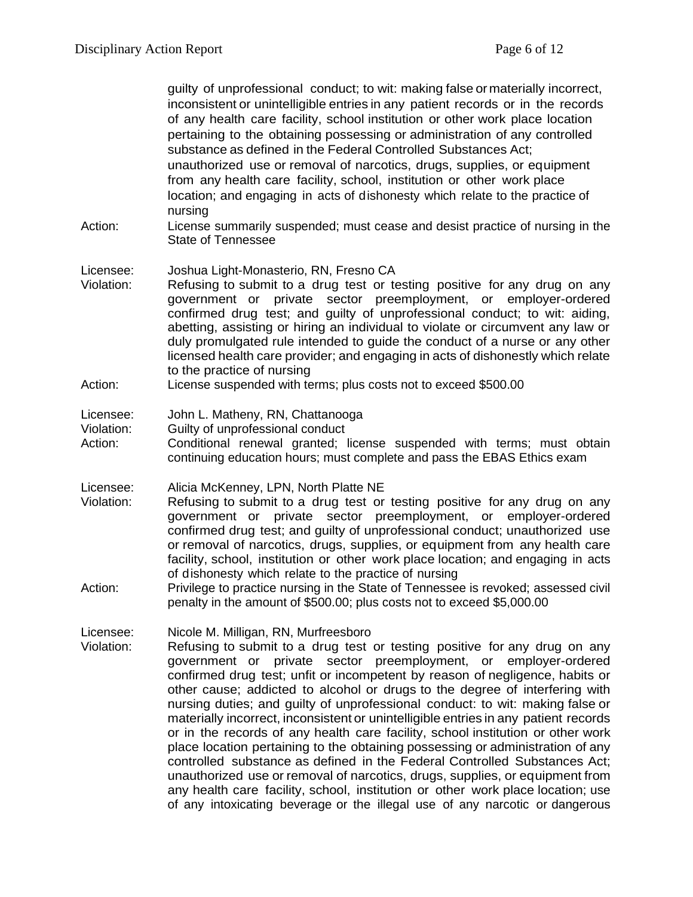guilty of unprofessional conduct; to wit: making false or materially incorrect, inconsistent or unintelligible entries in any patient records or in the records of any health care facility, school institution or other work place location pertaining to the obtaining possessing or administration of any controlled substance as defined in the Federal Controlled Substances Act; unauthorized use or removal of narcotics, drugs, supplies, or equipment from any health care facility, school, institution or other work place location; and engaging in acts of dishonesty which relate to the practice of nursing

Action: License summarily suspended; must cease and desist practice of nursing in the State of Tennessee

Licensee: Joshua Light-Monasterio, RN, Fresno CA

Violation: Refusing to submit to a drug test or testing positive for any drug on any government or private sector preemployment, or employer-ordered confirmed drug test; and guilty of unprofessional conduct; to wit: aiding, abetting, assisting or hiring an individual to violate or circumvent any law or duly promulgated rule intended to guide the conduct of a nurse or any other licensed health care provider; and engaging in acts of dishonestly which relate to the practice of nursing

Action: License suspended with terms; plus costs not to exceed $500.00

Licensee: John L. Matheny, RN, Chattanooga

Violation: Guilty of unprofessional conduct

Action: Conditional renewal granted; license suspended with terms; must obtain continuing education hours; must complete and pass the EBAS Ethics exam

Licensee: Alicia McKenney, LPN, North Platte NE

Violation: Refusing to submit to a drug test or testing positive for any drug on any government or private sector preemployment, or employer-ordered confirmed drug test; and guilty of unprofessional conduct; unauthorized use or removal of narcotics, drugs, supplies, or equipment from any health care facility, school, institution or other work place location; and engaging in acts of dishonesty which relate to the practice of nursing

Action: Privilege to practice nursing in the State of Tennessee is revoked; assessed civil penalty in the amount of $500.00; plus costs not to exceed $5,000.00

Licensee: Nicole M. Milligan, RN, Murfreesboro

Violation: Refusing to submit to a drug test or testing positive for any drug on any government or private sector preemployment, or employer-ordered confirmed drug test; unfit or incompetent by reason of negligence, habits or other cause; addicted to alcohol or drugs to the degree of interfering with nursing duties; and guilty of unprofessional conduct: to wit: making false or materially incorrect, inconsistent or unintelligible entries in any patient records or in the records of any health care facility, school institution or other work place location pertaining to the obtaining possessing or administration of any controlled substance as defined in the Federal Controlled Substances Act; unauthorized use or removal of narcotics, drugs, supplies, or equipment from any health care facility, school, institution or other work place location; use of any intoxicating beverage or the illegal use of any narcotic or dangerous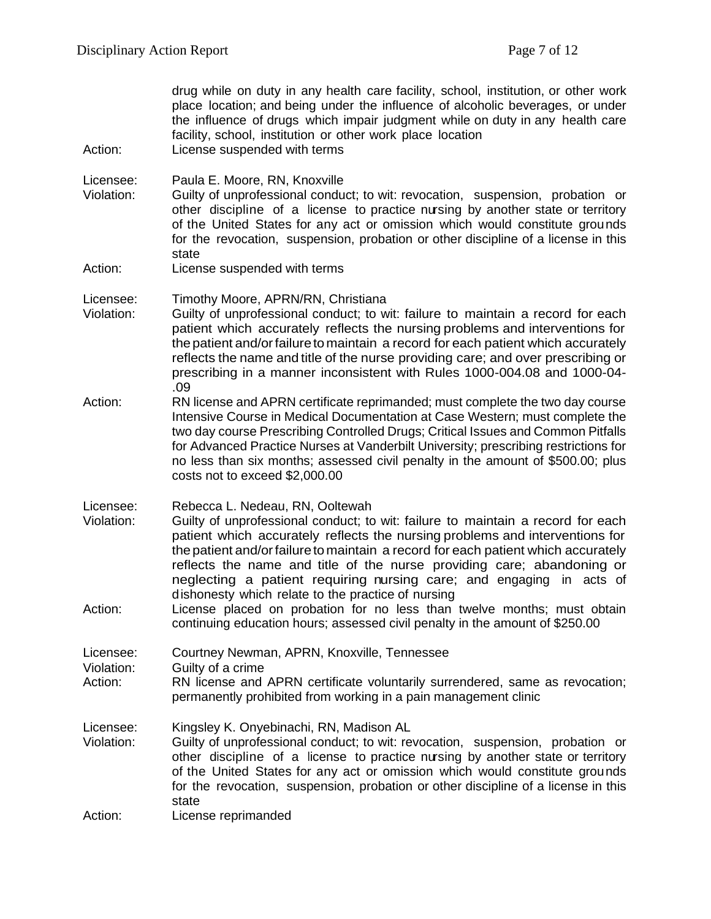drug while on duty in any health care facility, school, institution, or other work place location; and being under the influence of alcoholic beverages, or under the influence of drugs which impair judgment while on duty in any health care facility, school, institution or other work place location

Action: License suspended with terms

Licensee: Paula E. Moore, RN, Knoxville

Violation: Guilty of unprofessional conduct; to wit: revocation, suspension, probation or other discipline of a license to practice nursing by another state or territory of the United States for any act or omission which would constitute grounds for the revocation, suspension, probation or other discipline of a license in this state

Action: License suspended with terms

Licensee: Timothy Moore, APRN/RN, Christiana

Violation: Guilty of unprofessional conduct; to wit: failure to maintain a record for each patient which accurately reflects the nursing problems and interventions for the patient and/or failure to maintain a record for each patient which accurately reflects the name and title of the nurse providing care; and over prescribing or prescribing in a manner inconsistent with Rules 1000-004.08 and 1000-04-.09

Action: RN license and APRN certificate reprimanded; must complete the two day course Intensive Course in Medical Documentation at Case Western; must complete the two day course Prescribing Controlled Drugs; Critical Issues and Common Pitfalls for Advanced Practice Nurses at Vanderbilt University; prescribing restrictions for no less than six months; assessed civil penalty in the amount of $500.00; plus costs not to exceed $2,000.00

Licensee: Rebecca L. Nedeau, RN, Ooltewah

Violation: Guilty of unprofessional conduct; to wit: failure to maintain a record for each patient which accurately reflects the nursing problems and interventions for the patient and/or failure to maintain a record for each patient which accurately reflects the name and title of the nurse providing care; abandoning or neglecting a patient requiring nursing care; and engaging in acts of dishonesty which relate to the practice of nursing

Action: License placed on probation for no less than twelve months; must obtain continuing education hours; assessed civil penalty in the amount of $250.00

Licensee: Courtney Newman, APRN, Knoxville, Tennessee

Violation: Guilty of a crime

Action: RN license and APRN certificate voluntarily surrendered, same as revocation; permanently prohibited from working in a pain management clinic

Licensee: Kingsley K. Onyebinachi, RN, Madison AL

Violation: Guilty of unprofessional conduct; to wit: revocation, suspension, probation or other discipline of a license to practice nursing by another state or territory of the United States for any act or omission which would constitute grounds for the revocation, suspension, probation or other discipline of a license in this state

Action: License reprimanded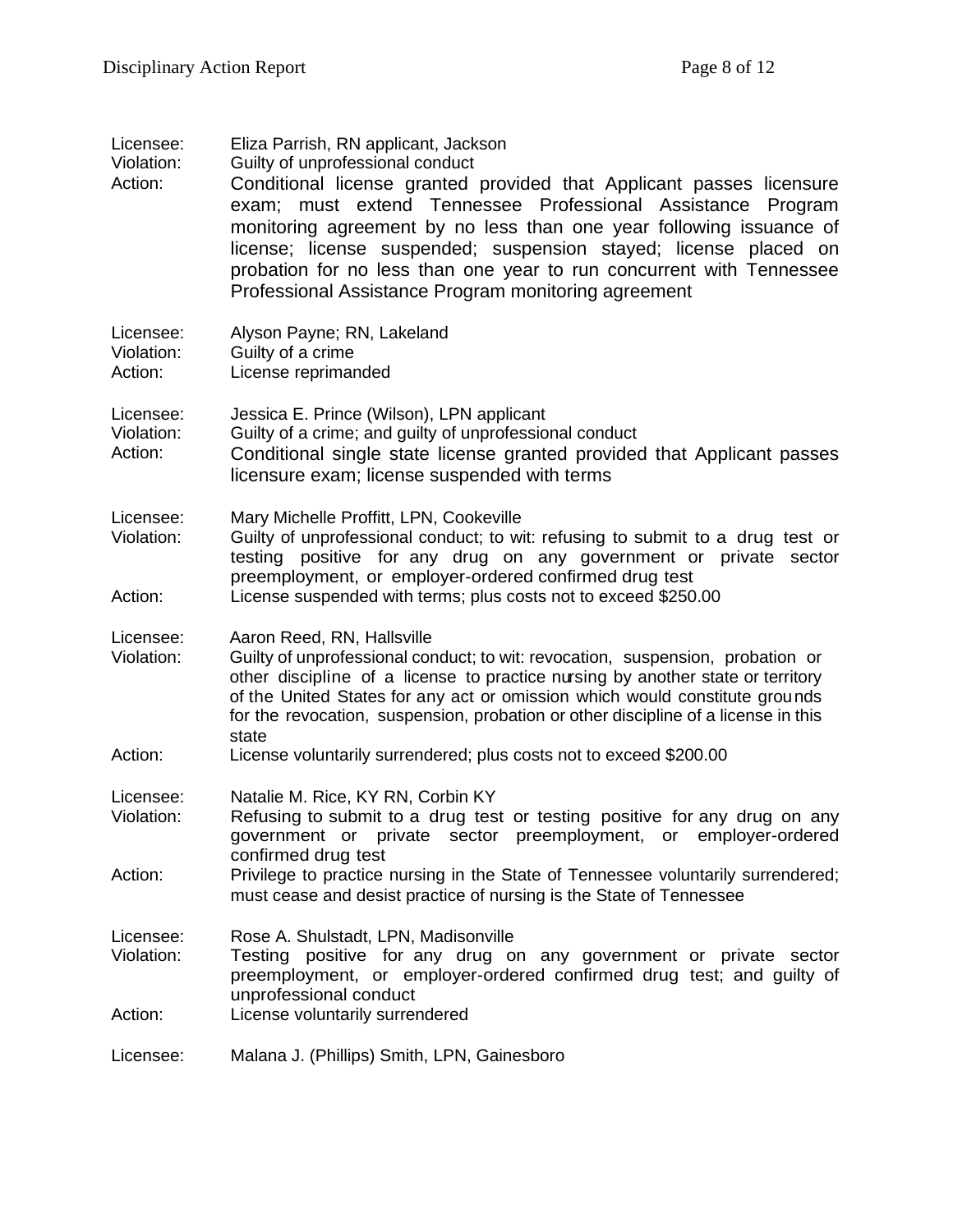Licensee: Eliza Parrish, RN applicant, Jackson
Violation: Guilty of unprofessional conduct
Action: Conditional license granted provided that Applicant passes licensure exam; must extend Tennessee Professional Assistance Program monitoring agreement by no less than one year following issuance of license; license suspended; suspension stayed; license placed on probation for no less than one year to run concurrent with Tennessee Professional Assistance Program monitoring agreement

Licensee: Alyson Payne; RN, Lakeland
Violation: Guilty of a crime
Action: License reprimanded

Licensee: Jessica E. Prince (Wilson), LPN applicant
Violation: Guilty of a crime; and guilty of unprofessional conduct
Action: Conditional single state license granted provided that Applicant passes licensure exam; license suspended with terms

Licensee: Mary Michelle Proffitt, LPN, Cookeville
Violation: Guilty of unprofessional conduct; to wit: refusing to submit to a drug test or testing positive for any drug on any government or private sector preemployment, or employer-ordered confirmed drug test
Action: License suspended with terms; plus costs not to exceed $250.00

Licensee: Aaron Reed, RN, Hallsville
Violation: Guilty of unprofessional conduct; to wit: revocation, suspension, probation or other discipline of a license to practice nursing by another state or territory of the United States for any act or omission which would constitute grounds for the revocation, suspension, probation or other discipline of a license in this state
Action: License voluntarily surrendered; plus costs not to exceed $200.00

Licensee: Natalie M. Rice, KY RN, Corbin KY
Violation: Refusing to submit to a drug test or testing positive for any drug on any government or private sector preemployment, or employer-ordered confirmed drug test
Action: Privilege to practice nursing in the State of Tennessee voluntarily surrendered; must cease and desist practice of nursing is the State of Tennessee

Licensee: Rose A. Shulstadt, LPN, Madisonville
Violation: Testing positive for any drug on any government or private sector preemployment, or employer-ordered confirmed drug test; and guilty of unprofessional conduct
Action: License voluntarily surrendered

Licensee: Malana J. (Phillips) Smith, LPN, Gainesboro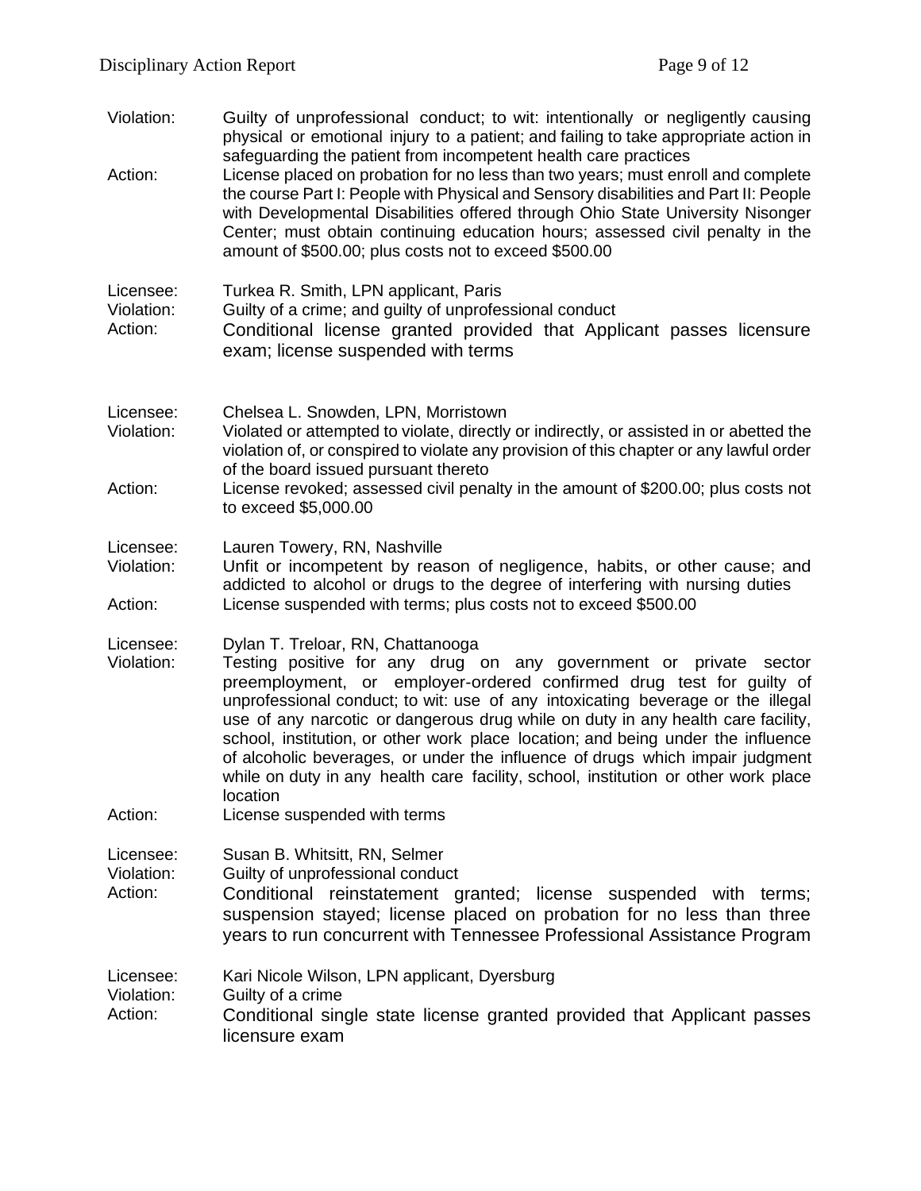Violation: Guilty of unprofessional conduct; to wit: intentionally or negligently causing physical or emotional injury to a patient; and failing to take appropriate action in safeguarding the patient from incompetent health care practices

Action: License placed on probation for no less than two years; must enroll and complete the course Part I: People with Physical and Sensory disabilities and Part II: People with Developmental Disabilities offered through Ohio State University Nisonger Center; must obtain continuing education hours; assessed civil penalty in the amount of $500.00; plus costs not to exceed $500.00

Licensee: Turkea R. Smith, LPN applicant, Paris
Violation: Guilty of a crime; and guilty of unprofessional conduct
Action: Conditional license granted provided that Applicant passes licensure exam; license suspended with terms

Licensee: Chelsea L. Snowden, LPN, Morristown
Violation: Violated or attempted to violate, directly or indirectly, or assisted in or abetted the violation of, or conspired to violate any provision of this chapter or any lawful order of the board issued pursuant thereto
Action: License revoked; assessed civil penalty in the amount of $200.00; plus costs not to exceed $5,000.00

Licensee: Lauren Towery, RN, Nashville
Violation: Unfit or incompetent by reason of negligence, habits, or other cause; and addicted to alcohol or drugs to the degree of interfering with nursing duties
Action: License suspended with terms; plus costs not to exceed $500.00

Licensee: Dylan T. Treloar, RN, Chattanooga
Violation: Testing positive for any drug on any government or private sector preemployment, or employer-ordered confirmed drug test for guilty of unprofessional conduct; to wit: use of any intoxicating beverage or the illegal use of any narcotic or dangerous drug while on duty in any health care facility, school, institution, or other work place location; and being under the influence of alcoholic beverages, or under the influence of drugs which impair judgment while on duty in any health care facility, school, institution or other work place location
Action: License suspended with terms

Licensee: Susan B. Whitsitt, RN, Selmer
Violation: Guilty of unprofessional conduct
Action: Conditional reinstatement granted; license suspended with terms; suspension stayed; license placed on probation for no less than three years to run concurrent with Tennessee Professional Assistance Program

Licensee: Kari Nicole Wilson, LPN applicant, Dyersburg
Violation: Guilty of a crime
Action: Conditional single state license granted provided that Applicant passes licensure exam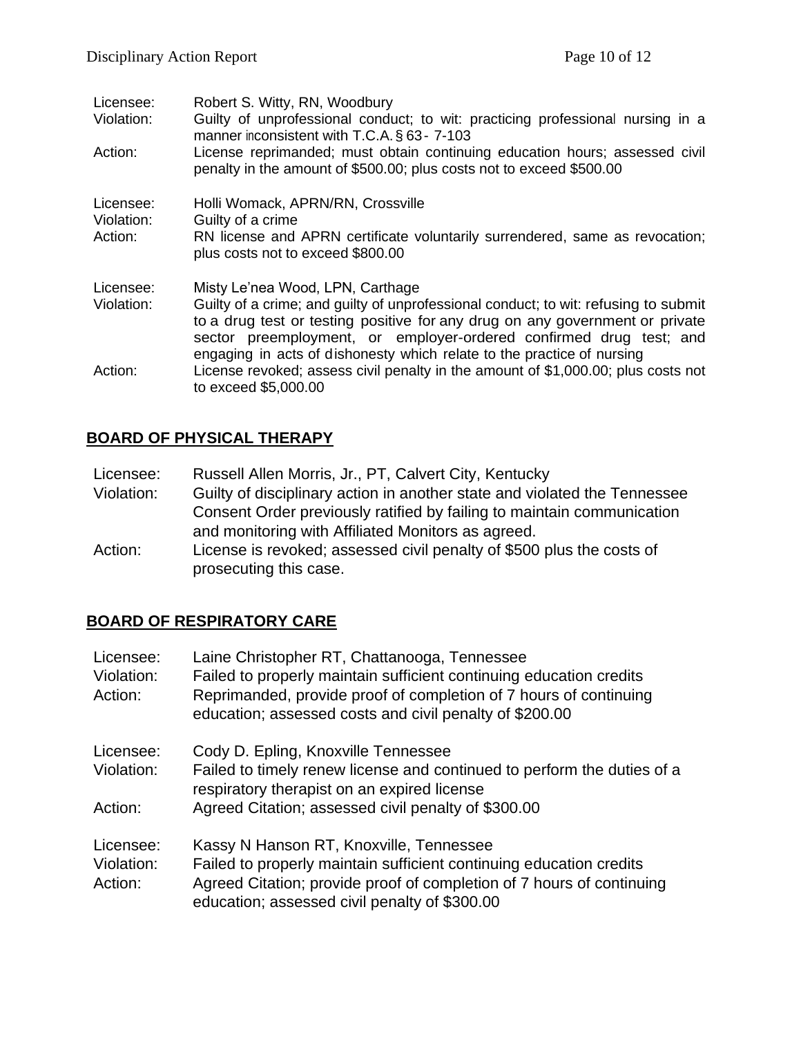Licensee: Robert S. Witty, RN, Woodbury
Violation: Guilty of unprofessional conduct; to wit: practicing professional nursing in a manner inconsistent with T.C.A. § 63- 7-103
Action: License reprimanded; must obtain continuing education hours; assessed civil penalty in the amount of $500.00; plus costs not to exceed $500.00

Licensee: Holli Womack, APRN/RN, Crossville
Violation: Guilty of a crime
Action: RN license and APRN certificate voluntarily surrendered, same as revocation; plus costs not to exceed $800.00

Licensee: Misty Le'nea Wood, LPN, Carthage
Violation: Guilty of a crime; and guilty of unprofessional conduct; to wit: refusing to submit to a drug test or testing positive for any drug on any government or private sector preemployment, or employer-ordered confirmed drug test; and engaging in acts of dishonesty which relate to the practice of nursing
Action: License revoked; assess civil penalty in the amount of $1,000.00; plus costs not to exceed $5,000.00

## BOARD OF PHYSICAL THERAPY

Licensee: Russell Allen Morris, Jr., PT, Calvert City, Kentucky
Violation: Guilty of disciplinary action in another state and violated the Tennessee Consent Order previously ratified by failing to maintain communication and monitoring with Affiliated Monitors as agreed.
Action: License is revoked; assessed civil penalty of $500 plus the costs of prosecuting this case.

## BOARD OF RESPIRATORY CARE

Licensee: Laine Christopher RT, Chattanooga, Tennessee
Violation: Failed to properly maintain sufficient continuing education credits
Action: Reprimanded, provide proof of completion of 7 hours of continuing education; assessed costs and civil penalty of $200.00

Licensee: Cody D. Epling, Knoxville Tennessee
Violation: Failed to timely renew license and continued to perform the duties of a respiratory therapist on an expired license
Action: Agreed Citation; assessed civil penalty of $300.00

Licensee: Kassy N Hanson RT, Knoxville, Tennessee
Violation: Failed to properly maintain sufficient continuing education credits
Action: Agreed Citation; provide proof of completion of 7 hours of continuing education; assessed civil penalty of $300.00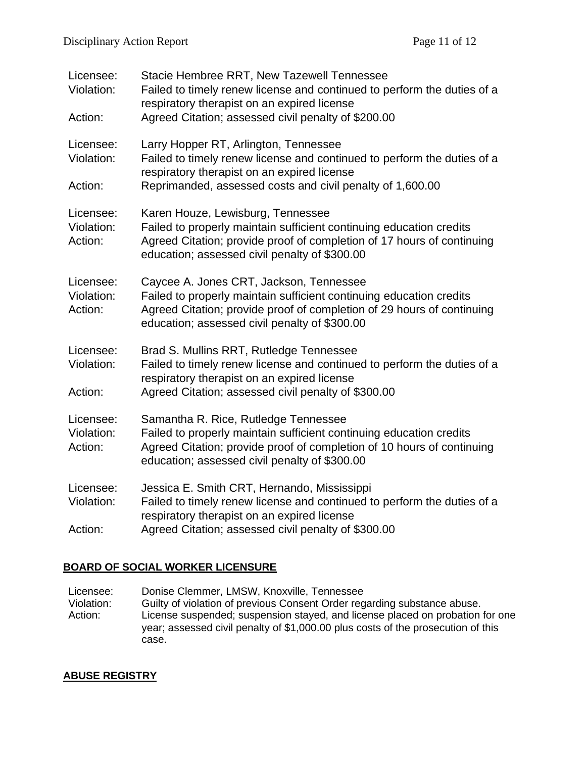Licensee: Stacie Hembree RRT, New Tazewell Tennessee
Violation: Failed to timely renew license and continued to perform the duties of a respiratory therapist on an expired license
Action: Agreed Citation; assessed civil penalty of $200.00

Licensee: Larry Hopper RT, Arlington, Tennessee
Violation: Failed to timely renew license and continued to perform the duties of a respiratory therapist on an expired license
Action: Reprimanded, assessed costs and civil penalty of 1,600.00

Licensee: Karen Houze, Lewisburg, Tennessee
Violation: Failed to properly maintain sufficient continuing education credits
Action: Agreed Citation; provide proof of completion of 17 hours of continuing education; assessed civil penalty of $300.00

Licensee: Caycee A. Jones CRT, Jackson, Tennessee
Violation: Failed to properly maintain sufficient continuing education credits
Action: Agreed Citation; provide proof of completion of 29 hours of continuing education; assessed civil penalty of $300.00

Licensee: Brad S. Mullins RRT, Rutledge Tennessee
Violation: Failed to timely renew license and continued to perform the duties of a respiratory therapist on an expired license
Action: Agreed Citation; assessed civil penalty of $300.00

Licensee: Samantha R. Rice, Rutledge Tennessee
Violation: Failed to properly maintain sufficient continuing education credits
Action: Agreed Citation; provide proof of completion of 10 hours of continuing education; assessed civil penalty of $300.00

Licensee: Jessica E. Smith CRT, Hernando, Mississippi
Violation: Failed to timely renew license and continued to perform the duties of a respiratory therapist on an expired license
Action: Agreed Citation; assessed civil penalty of $300.00

## BOARD OF SOCIAL WORKER LICENSURE

Licensee: Donise Clemmer, LMSW, Knoxville, Tennessee
Violation: Guilty of violation of previous Consent Order regarding substance abuse.
Action: License suspended; suspension stayed, and license placed on probation for one year; assessed civil penalty of $1,000.00 plus costs of the prosecution of this case.

## ABUSE REGISTRY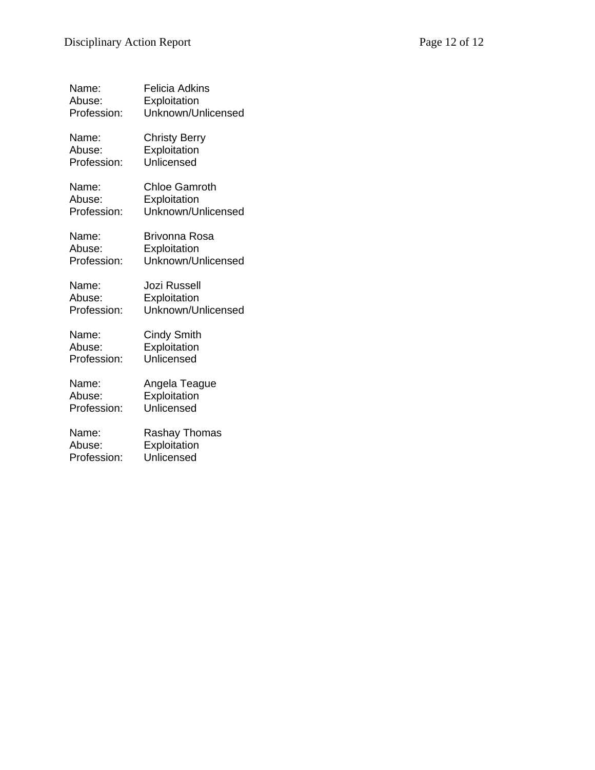Name: Felicia Adkins
Abuse: Exploitation
Profession: Unknown/Unlicensed

Name: Christy Berry
Abuse: Exploitation
Profession: Unlicensed

Name: Chloe Gamroth
Abuse: Exploitation
Profession: Unknown/Unlicensed

Name: Brivonna Rosa
Abuse: Exploitation
Profession: Unknown/Unlicensed

Name: Jozi Russell
Abuse: Exploitation
Profession: Unknown/Unlicensed

Name: Cindy Smith
Abuse: Exploitation
Profession: Unlicensed

Name: Angela Teague
Abuse: Exploitation
Profession: Unlicensed

Name: Rashay Thomas
Abuse: Exploitation
Profession: Unlicensed